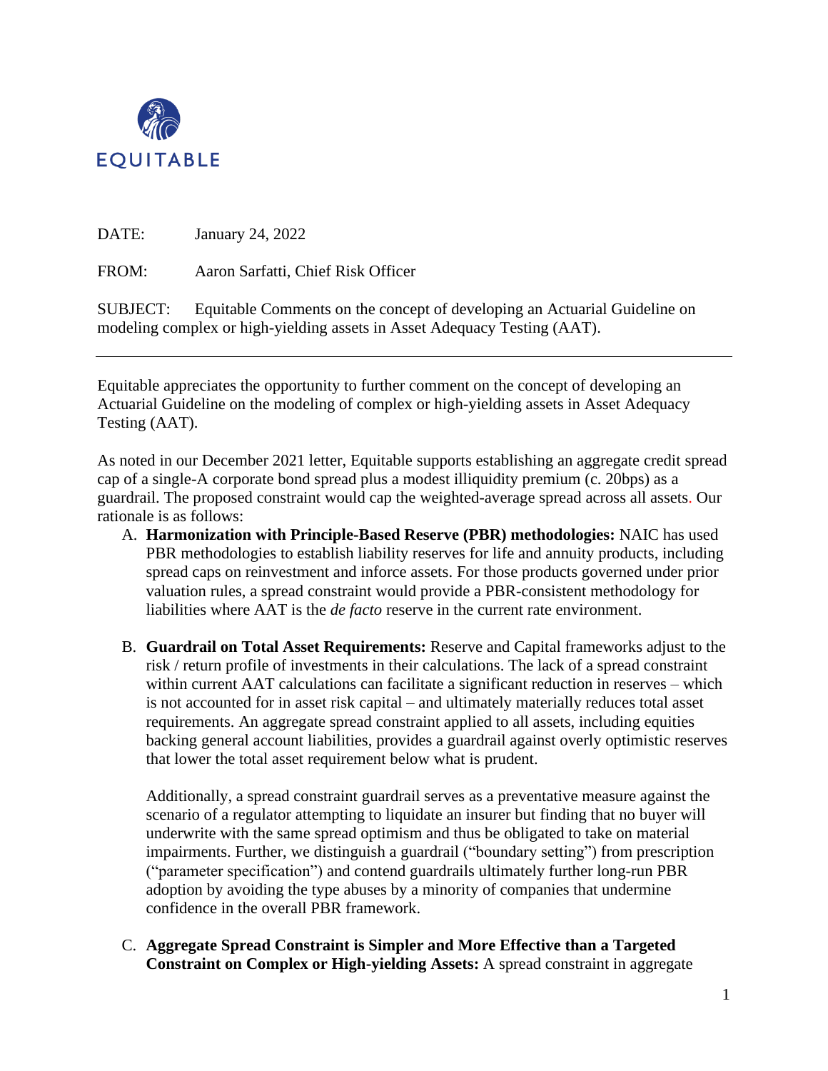EQUITABLE

DATE: January 24, 2022

FROM: Aaron Sarfatti, Chief Risk Officer

SUBJECT: Equitable Comments on the concept of developing an Actuarial Guideline on modeling complex or high-yielding assets in Asset Adequacy Testing (AAT).

---

Equitable appreciates the opportunity to further comment on the concept of developing an Actuarial Guideline on the modeling of complex or high-yielding assets in Asset Adequacy Testing (AAT).

As noted in our December 2021 letter, Equitable supports establishing an aggregate credit spread cap of a single-A corporate bond spread plus a modest illiquidity premium (c. 20bps) as a guardrail. The proposed constraint would cap the weighted-average spread across all assets. Our rationale is as follows:

A. **Harmonization with Principle-Based Reserve (PBR) methodologies:** NAIC has used PBR methodologies to establish liability reserves for life and annuity products, including spread caps on reinvestment and inforce assets. For those products governed under prior valuation rules, a spread constraint would provide a PBR-consistent methodology for liabilities where AAT is the *de facto* reserve in the current rate environment.

B. **Guardrail on Total Asset Requirements:** Reserve and Capital frameworks adjust to the risk / return profile of investments in their calculations. The lack of a spread constraint within current AAT calculations can facilitate a significant reduction in reserves – which is not accounted for in asset risk capital – and ultimately materially reduces total asset requirements. An aggregate spread constraint applied to all assets, including equities backing general account liabilities, provides a guardrail against overly optimistic reserves that lower the total asset requirement below what is prudent.

   Additionally, a spread constraint guardrail serves as a preventative measure against the scenario of a regulator attempting to liquidate an insurer but finding that no buyer will underwrite with the same spread optimism and thus be obligated to take on material impairments. Further, we distinguish a guardrail ("boundary setting") from prescription ("parameter specification") and contend guardrails ultimately further long-run PBR adoption by avoiding the type abuses by a minority of companies that undermine confidence in the overall PBR framework.

C. **Aggregate Spread Constraint is Simpler and More Effective than a Targeted Constraint on Complex or High-yielding Assets:** A spread constraint in aggregate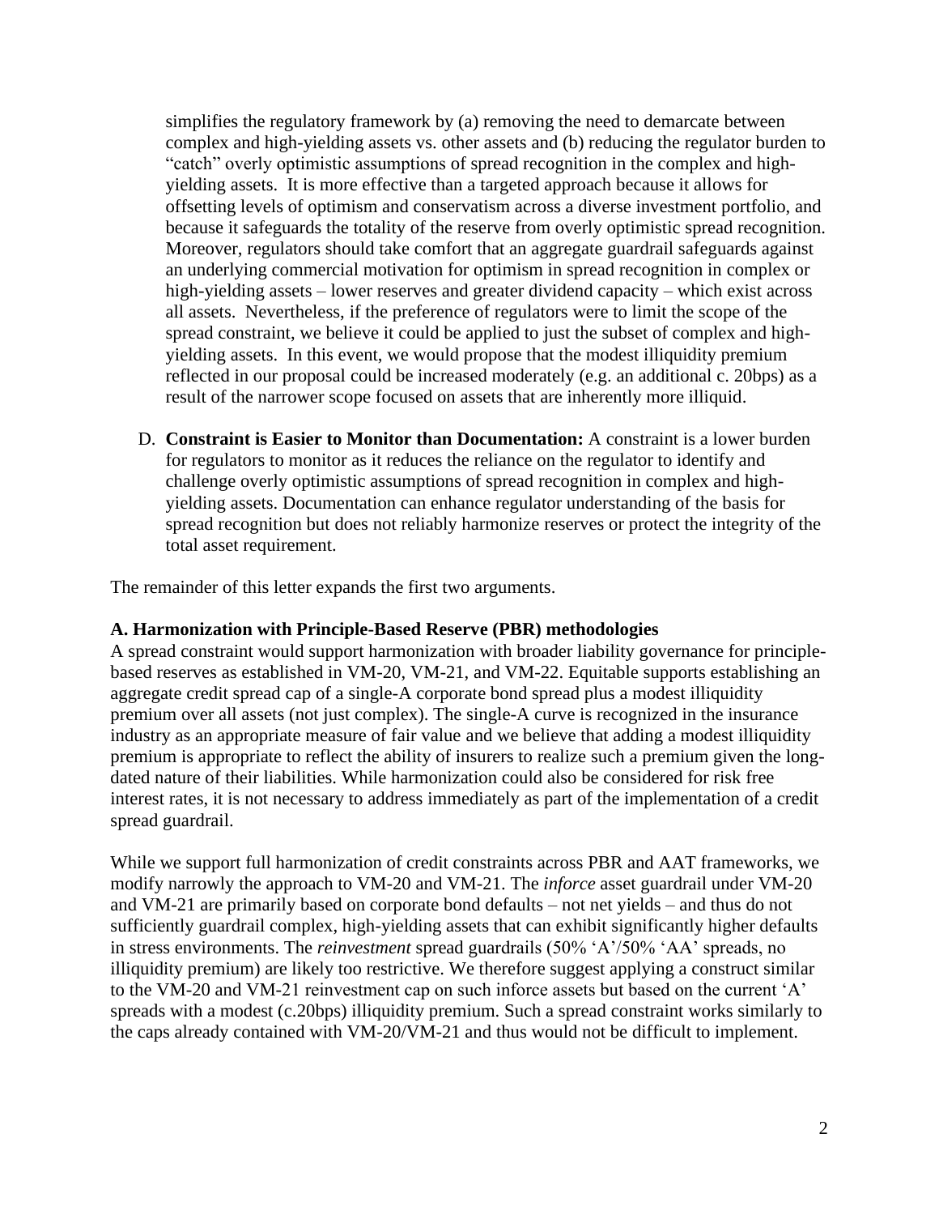simplifies the regulatory framework by (a) removing the need to demarcate between complex and high-yielding assets vs. other assets and (b) reducing the regulator burden to "catch" overly optimistic assumptions of spread recognition in the complex and high-yielding assets. It is more effective than a targeted approach because it allows for offsetting levels of optimism and conservatism across a diverse investment portfolio, and because it safeguards the totality of the reserve from overly optimistic spread recognition. Moreover, regulators should take comfort that an aggregate guardrail safeguards against an underlying commercial motivation for optimism in spread recognition in complex or high-yielding assets – lower reserves and greater dividend capacity – which exist across all assets. Nevertheless, if the preference of regulators were to limit the scope of the spread constraint, we believe it could be applied to just the subset of complex and high-yielding assets. In this event, we would propose that the modest illiquidity premium reflected in our proposal could be increased moderately (e.g. an additional c. 20bps) as a result of the narrower scope focused on assets that are inherently more illiquid.

D. **Constraint is Easier to Monitor than Documentation:** A constraint is a lower burden for regulators to monitor as it reduces the reliance on the regulator to identify and challenge overly optimistic assumptions of spread recognition in complex and high-yielding assets. Documentation can enhance regulator understanding of the basis for spread recognition but does not reliably harmonize reserves or protect the integrity of the total asset requirement.

The remainder of this letter expands the first two arguments.

**A. Harmonization with Principle-Based Reserve (PBR) methodologies**

A spread constraint would support harmonization with broader liability governance for principle-based reserves as established in VM-20, VM-21, and VM-22. Equitable supports establishing an aggregate credit spread cap of a single-A corporate bond spread plus a modest illiquidity premium over all assets (not just complex). The single-A curve is recognized in the insurance industry as an appropriate measure of fair value and we believe that adding a modest illiquidity premium is appropriate to reflect the ability of insurers to realize such a premium given the long-dated nature of their liabilities. While harmonization could also be considered for risk free interest rates, it is not necessary to address immediately as part of the implementation of a credit spread guardrail.

While we support full harmonization of credit constraints across PBR and AAT frameworks, we modify narrowly the approach to VM-20 and VM-21. The *inforce* asset guardrail under VM-20 and VM-21 are primarily based on corporate bond defaults – not net yields – and thus do not sufficiently guardrail complex, high-yielding assets that can exhibit significantly higher defaults in stress environments. The *reinvestment* spread guardrails (50% 'A'/50% 'AA' spreads, no illiquidity premium) are likely too restrictive. We therefore suggest applying a construct similar to the VM-20 and VM-21 reinvestment cap on such inforce assets but based on the current 'A' spreads with a modest (c.20bps) illiquidity premium. Such a spread constraint works similarly to the caps already contained with VM-20/VM-21 and thus would not be difficult to implement.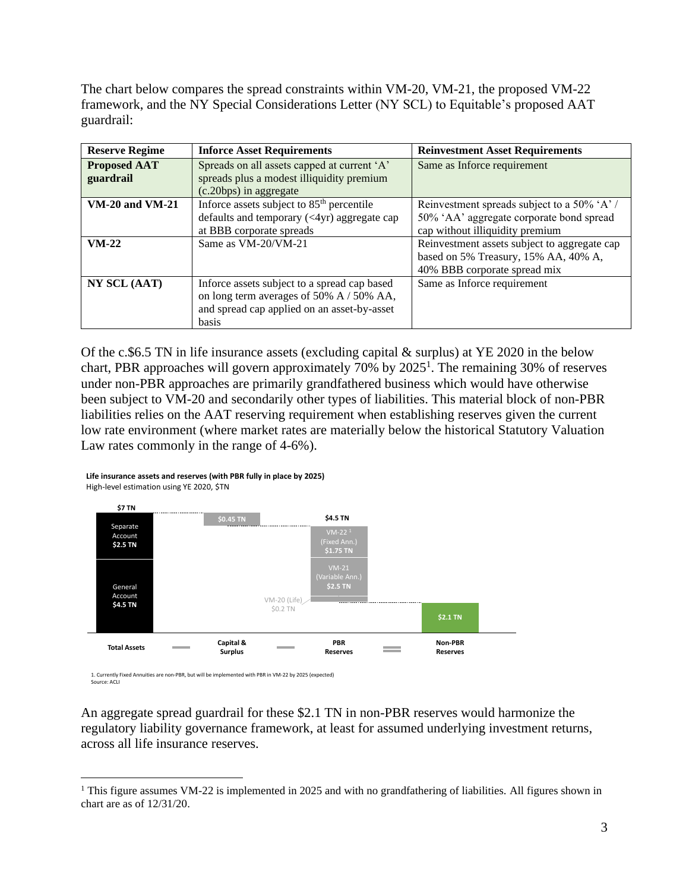The chart below compares the spread constraints within VM-20, VM-21, the proposed VM-22 framework, and the NY Special Considerations Letter (NY SCL) to Equitable's proposed AAT guardrail:

| Reserve Regime | Inforce Asset Requirements | Reinvestment Asset Requirements |
|---|---|---|
| **Proposed AAT guardrail** | Spreads on all assets capped at current 'A' spreads plus a modest illiquidity premium (c.20bps) in aggregate | Same as Inforce requirement |
| **VM-20 and VM-21** | Inforce assets subject to 85th percentile defaults and temporary (<4yr) aggregate cap at BBB corporate spreads | Reinvestment spreads subject to a 50% 'A' / 50% 'AA' aggregate corporate bond spread cap without illiquidity premium |
| **VM-22** | Same as VM-20/VM-21 | Reinvestment assets subject to aggregate cap based on 5% Treasury, 15% AA, 40% A, 40% BBB corporate spread mix |
| **NY SCL (AAT)** | Inforce assets subject to a spread cap based on long term averages of 50% A / 50% AA, and spread cap applied on an asset-by-asset basis | Same as Inforce requirement |

Of the c.$6.5 TN in life insurance assets (excluding capital & surplus) at YE 2020 in the below chart, PBR approaches will govern approximately 70% by 2025[1]. The remaining 30% of reserves under non-PBR approaches are primarily grandfathered business which would have otherwise been subject to VM-20 and secondarily other types of liabilities. This material block of non-PBR liabilities relies on the AAT reserving requirement when establishing reserves given the current low rate environment (where market rates are materially below the historical Statutory Valuation Law rates commonly in the range of 4-6%).

**Life insurance assets and reserves (with PBR fully in place by 2025)**
High-level estimation using YE 2020, $TN

| | Total Assets | Capital & Surplus | PBR Reserves | Non-PBR Reserves |
|---|---|---|---|---|
| Total | $7 TN | $0.45 TN | $4.5 TN | $2.1 TN |
| Components | Separate Account $2.5 TN; General Account $4.5 TN | | VM-22[1] (Fixed Ann.) $1.75 TN; VM-21 (Variable Ann.) $2.5 TN; VM-20 (Life) $0.2 TN | |

1. Currently Fixed Annuities are non-PBR, but will be implemented with PBR in VM-22 by 2025 (expected)
Source: ACLI

An aggregate spread guardrail for these $2.1 TN in non-PBR reserves would harmonize the regulatory liability governance framework, at least for assumed underlying investment returns, across all life insurance reserves.

[1] This figure assumes VM-22 is implemented in 2025 and with no grandfathering of liabilities. All figures shown in chart are as of 12/31/20.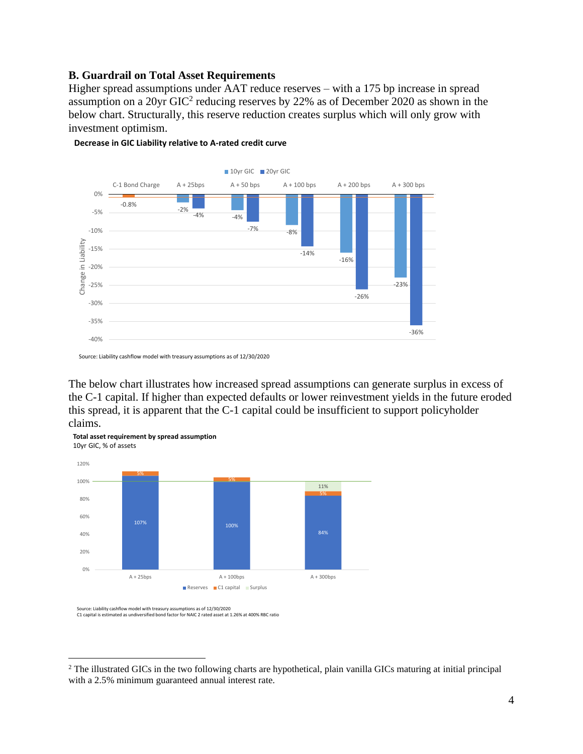### B. Guardrail on Total Asset Requirements

Higher spread assumptions under AAT reduce reserves – with a 175 bp increase in spread assumption on a 20yr GIC[2] reducing reserves by 22% as of December 2020 as shown in the below chart. Structurally, this reserve reduction creates surplus which will only grow with investment optimism.

**Decrease in GIC Liability relative to A-rated credit curve**

| | 10yr GIC | 20yr GIC |
|---|---|---|
| C-1 Bond Charge | -0.8% | |
| A + 25bps | -2% | -4% |
| A + 50 bps | -4% | -7% |
| A + 100 bps | -8% | -14% |
| A + 200 bps | -16% | -26% |
| A + 300 bps | -23% | -36% |

Source: Liability cashflow model with treasury assumptions as of 12/30/2020

The below chart illustrates how increased spread assumptions can generate surplus in excess of the C-1 capital. If higher than expected defaults or lower reinvestment yields in the future eroded this spread, it is apparent that the C-1 capital could be insufficient to support policyholder claims.

**Total asset requirement by spread assumption**
10yr GIC, % of assets

| | Reserves | C1 capital | Surplus |
|---|---|---|---|
| A + 25bps | 107% | 5% | |
| A + 100bps | 100% | 5% | |
| A + 300bps | 84% | 5% | 11% |

Source: Liability cashflow model with treasury assumptions as of 12/30/2020
C1 capital is estimated as undiversified bond factor for NAIC 2 rated asset at 1.26% at 400% RBC ratio

[2] The illustrated GICs in the two following charts are hypothetical, plain vanilla GICs maturing at initial principal with a 2.5% minimum guaranteed annual interest rate.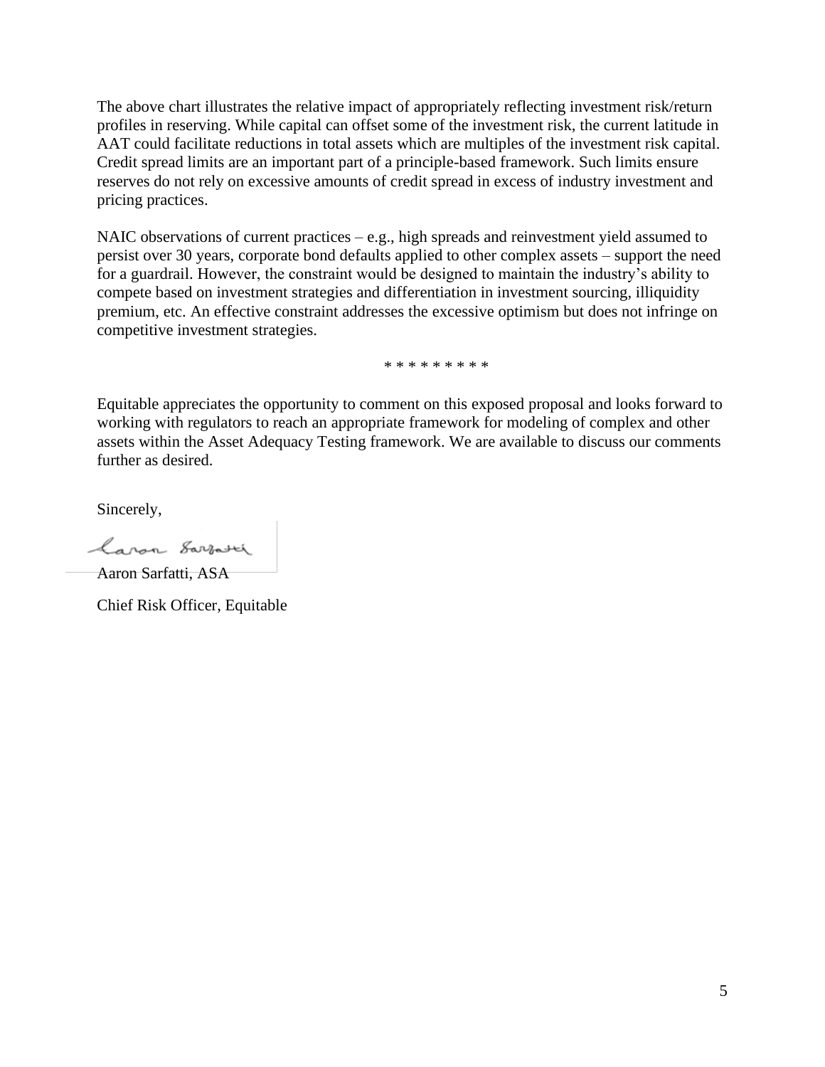The above chart illustrates the relative impact of appropriately reflecting investment risk/return profiles in reserving. While capital can offset some of the investment risk, the current latitude in AAT could facilitate reductions in total assets which are multiples of the investment risk capital. Credit spread limits are an important part of a principle-based framework. Such limits ensure reserves do not rely on excessive amounts of credit spread in excess of industry investment and pricing practices.

NAIC observations of current practices – e.g., high spreads and reinvestment yield assumed to persist over 30 years, corporate bond defaults applied to other complex assets – support the need for a guardrail. However, the constraint would be designed to maintain the industry's ability to compete based on investment strategies and differentiation in investment sourcing, illiquidity premium, etc. An effective constraint addresses the excessive optimism but does not infringe on competitive investment strategies.

* * * * * * * * *

Equitable appreciates the opportunity to comment on this exposed proposal and looks forward to working with regulators to reach an appropriate framework for modeling of complex and other assets within the Asset Adequacy Testing framework. We are available to discuss our comments further as desired.

Sincerely,

Aaron Sarfatti, ASA

Chief Risk Officer, Equitable